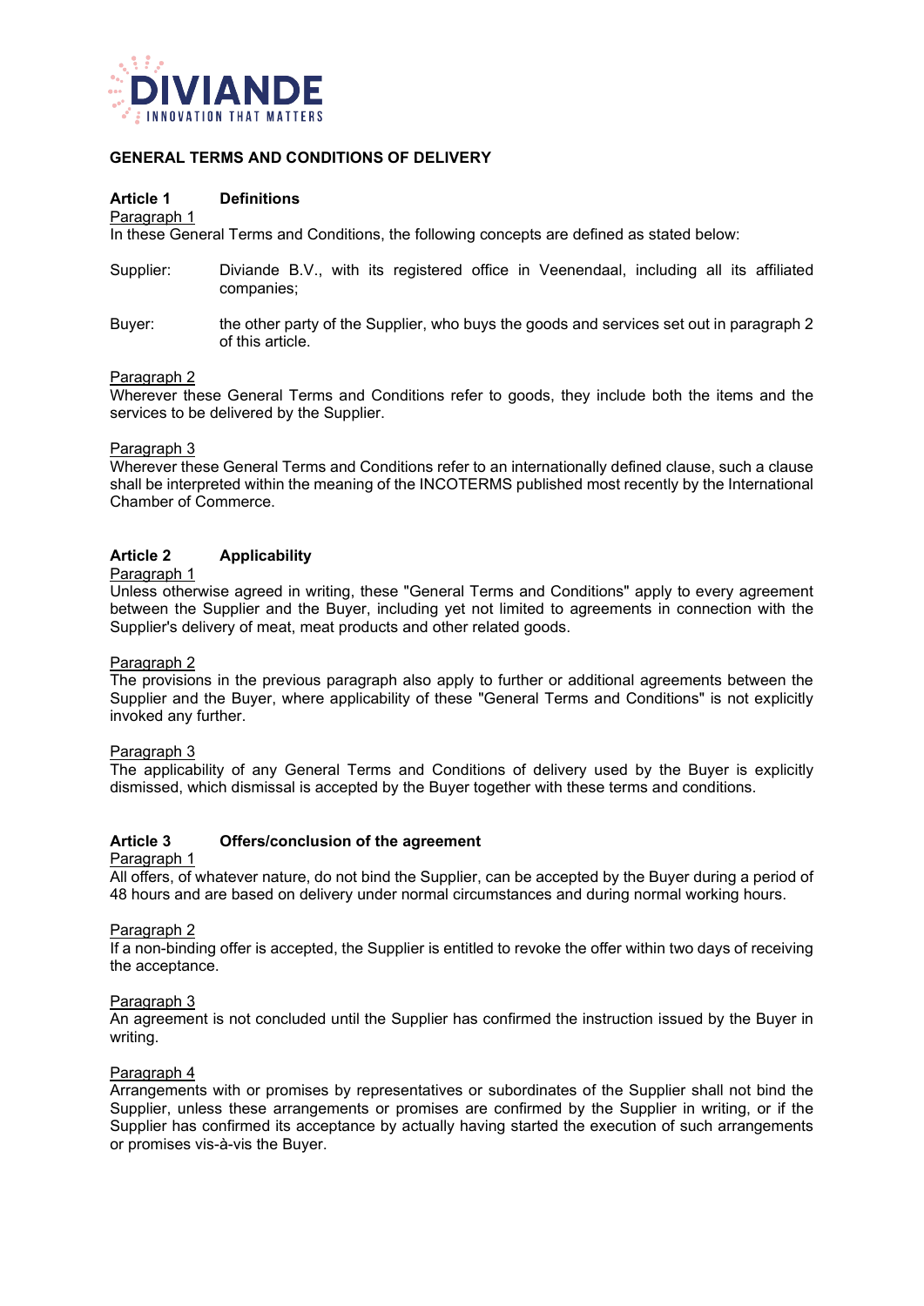# GENERAL TERMS AND CONDITIONS OF DELIVERY

## Article 1 Definitions

Paragraph 1

In these General Terms and Conditions, the following concepts are defined as stated below:

Supplier: Diviande B.V., with its registered office in Veenendaal, including all its affiliated companies;

Buyer: the other party of the Supplier, who buys the goods and services set out in paragraph 2 of this article.

Paragraph 2

Wherever these General Terms and Conditions refer to goods, they include both the items and the services to be delivered by the Supplier.

Paragraph 3

Wherever these General Terms and Conditions refer to an internationally defined clause, such a clause shall be interpreted within the meaning of the INCOTERMS published most recently by the International Chamber of Commerce.

## Article 2 Applicability

Paragraph 1

Unless otherwise agreed in writing, these "General Terms and Conditions" apply to every agreement between the Supplier and the Buyer, including yet not limited to agreements in connection with the Supplier's delivery of meat, meat products and other related goods.

Paragraph 2

The provisions in the previous paragraph also apply to further or additional agreements between the Supplier and the Buyer, where applicability of these "General Terms and Conditions" is not explicitly invoked any further.

Paragraph 3

The applicability of any General Terms and Conditions of delivery used by the Buyer is explicitly dismissed, which dismissal is accepted by the Buyer together with these terms and conditions.

## Article 3 Offers/conclusion of the agreement

Paragraph 1

All offers, of whatever nature, do not bind the Supplier, can be accepted by the Buyer during a period of 48 hours and are based on delivery under normal circumstances and during normal working hours.

Paragraph 2

If a non-binding offer is accepted, the Supplier is entitled to revoke the offer within two days of receiving the acceptance.

Paragraph 3

An agreement is not concluded until the Supplier has confirmed the instruction issued by the Buyer in writing.

Paragraph 4

Arrangements with or promises by representatives or subordinates of the Supplier shall not bind the Supplier, unless these arrangements or promises are confirmed by the Supplier in writing, or if the Supplier has confirmed its acceptance by actually having started the execution of such arrangements or promises vis-à-vis the Buyer.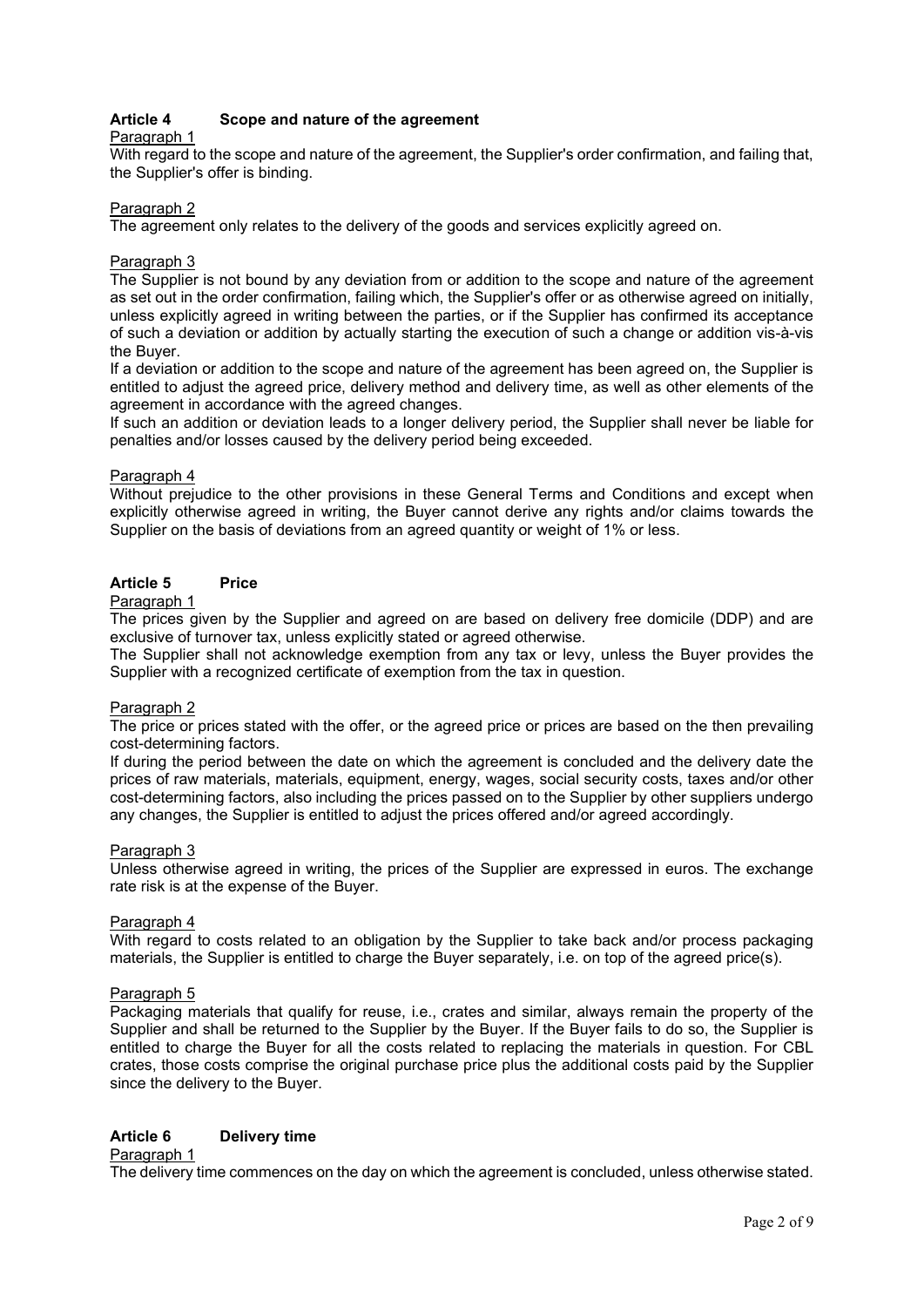## Article 4 Scope and nature of the agreement

Paragraph 1

With regard to the scope and nature of the agreement, the Supplier's order confirmation, and failing that, the Supplier's offer is binding.

Paragraph 2

The agreement only relates to the delivery of the goods and services explicitly agreed on.

Paragraph 3

The Supplier is not bound by any deviation from or addition to the scope and nature of the agreement as set out in the order confirmation, failing which, the Supplier's offer or as otherwise agreed on initially, unless explicitly agreed in writing between the parties, or if the Supplier has confirmed its acceptance of such a deviation or addition by actually starting the execution of such a change or addition vis-à-vis the Buyer.

If a deviation or addition to the scope and nature of the agreement has been agreed on, the Supplier is entitled to adjust the agreed price, delivery method and delivery time, as well as other elements of the agreement in accordance with the agreed changes.

If such an addition or deviation leads to a longer delivery period, the Supplier shall never be liable for penalties and/or losses caused by the delivery period being exceeded.

Paragraph 4

Without prejudice to the other provisions in these General Terms and Conditions and except when explicitly otherwise agreed in writing, the Buyer cannot derive any rights and/or claims towards the Supplier on the basis of deviations from an agreed quantity or weight of 1% or less.

## Article 5 Price

Paragraph 1

The prices given by the Supplier and agreed on are based on delivery free domicile (DDP) and are exclusive of turnover tax, unless explicitly stated or agreed otherwise.

The Supplier shall not acknowledge exemption from any tax or levy, unless the Buyer provides the Supplier with a recognized certificate of exemption from the tax in question.

Paragraph 2

The price or prices stated with the offer, or the agreed price or prices are based on the then prevailing cost-determining factors.

If during the period between the date on which the agreement is concluded and the delivery date the prices of raw materials, materials, equipment, energy, wages, social security costs, taxes and/or other cost-determining factors, also including the prices passed on to the Supplier by other suppliers undergo any changes, the Supplier is entitled to adjust the prices offered and/or agreed accordingly.

Paragraph 3

Unless otherwise agreed in writing, the prices of the Supplier are expressed in euros. The exchange rate risk is at the expense of the Buyer.

Paragraph 4

With regard to costs related to an obligation by the Supplier to take back and/or process packaging materials, the Supplier is entitled to charge the Buyer separately, i.e. on top of the agreed price(s).

Paragraph 5

Packaging materials that qualify for reuse, i.e., crates and similar, always remain the property of the Supplier and shall be returned to the Supplier by the Buyer. If the Buyer fails to do so, the Supplier is entitled to charge the Buyer for all the costs related to replacing the materials in question. For CBL crates, those costs comprise the original purchase price plus the additional costs paid by the Supplier since the delivery to the Buyer.

## Article 6 Delivery time

Paragraph 1

The delivery time commences on the day on which the agreement is concluded, unless otherwise stated.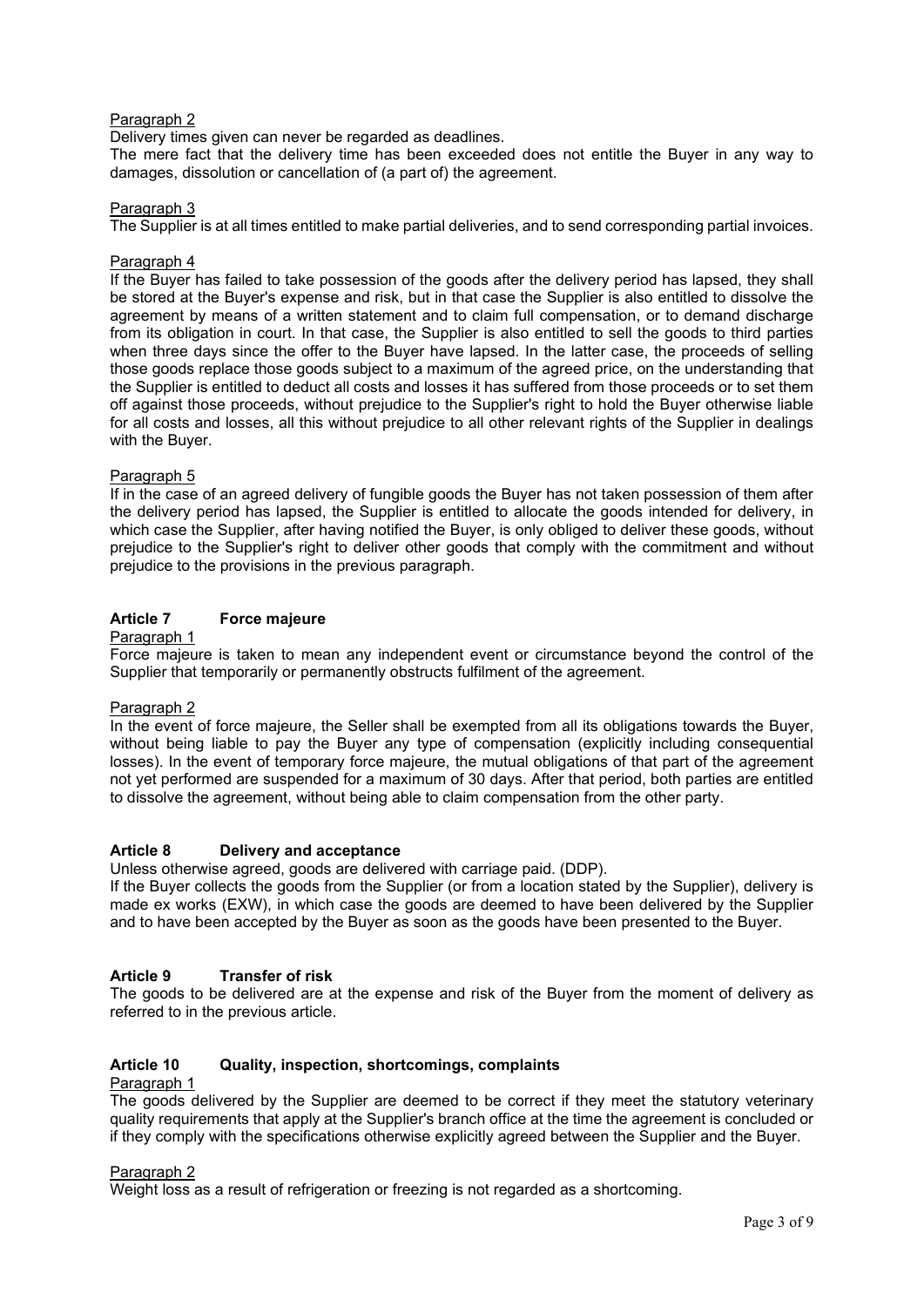Paragraph 2

Delivery times given can never be regarded as deadlines.

The mere fact that the delivery time has been exceeded does not entitle the Buyer in any way to damages, dissolution or cancellation of (a part of) the agreement.

Paragraph 3

The Supplier is at all times entitled to make partial deliveries, and to send corresponding partial invoices.

Paragraph 4

If the Buyer has failed to take possession of the goods after the delivery period has lapsed, they shall be stored at the Buyer's expense and risk, but in that case the Supplier is also entitled to dissolve the agreement by means of a written statement and to claim full compensation, or to demand discharge from its obligation in court. In that case, the Supplier is also entitled to sell the goods to third parties when three days since the offer to the Buyer have lapsed. In the latter case, the proceeds of selling those goods replace those goods subject to a maximum of the agreed price, on the understanding that the Supplier is entitled to deduct all costs and losses it has suffered from those proceeds or to set them off against those proceeds, without prejudice to the Supplier's right to hold the Buyer otherwise liable for all costs and losses, all this without prejudice to all other relevant rights of the Supplier in dealings with the Buyer.

Paragraph 5

If in the case of an agreed delivery of fungible goods the Buyer has not taken possession of them after the delivery period has lapsed, the Supplier is entitled to allocate the goods intended for delivery, in which case the Supplier, after having notified the Buyer, is only obliged to deliver these goods, without prejudice to the Supplier's right to deliver other goods that comply with the commitment and without prejudice to the provisions in the previous paragraph.

## Article 7 Force majeure

Paragraph 1

Force majeure is taken to mean any independent event or circumstance beyond the control of the Supplier that temporarily or permanently obstructs fulfilment of the agreement.

Paragraph 2

In the event of force majeure, the Seller shall be exempted from all its obligations towards the Buyer, without being liable to pay the Buyer any type of compensation (explicitly including consequential losses). In the event of temporary force majeure, the mutual obligations of that part of the agreement not yet performed are suspended for a maximum of 30 days. After that period, both parties are entitled to dissolve the agreement, without being able to claim compensation from the other party.

## Article 8 Delivery and acceptance

Unless otherwise agreed, goods are delivered with carriage paid. (DDP).

If the Buyer collects the goods from the Supplier (or from a location stated by the Supplier), delivery is made ex works (EXW), in which case the goods are deemed to have been delivered by the Supplier and to have been accepted by the Buyer as soon as the goods have been presented to the Buyer.

## Article 9 Transfer of risk

The goods to be delivered are at the expense and risk of the Buyer from the moment of delivery as referred to in the previous article.

## Article 10 Quality, inspection, shortcomings, complaints

Paragraph 1

The goods delivered by the Supplier are deemed to be correct if they meet the statutory veterinary quality requirements that apply at the Supplier's branch office at the time the agreement is concluded or if they comply with the specifications otherwise explicitly agreed between the Supplier and the Buyer.

Paragraph 2

Weight loss as a result of refrigeration or freezing is not regarded as a shortcoming.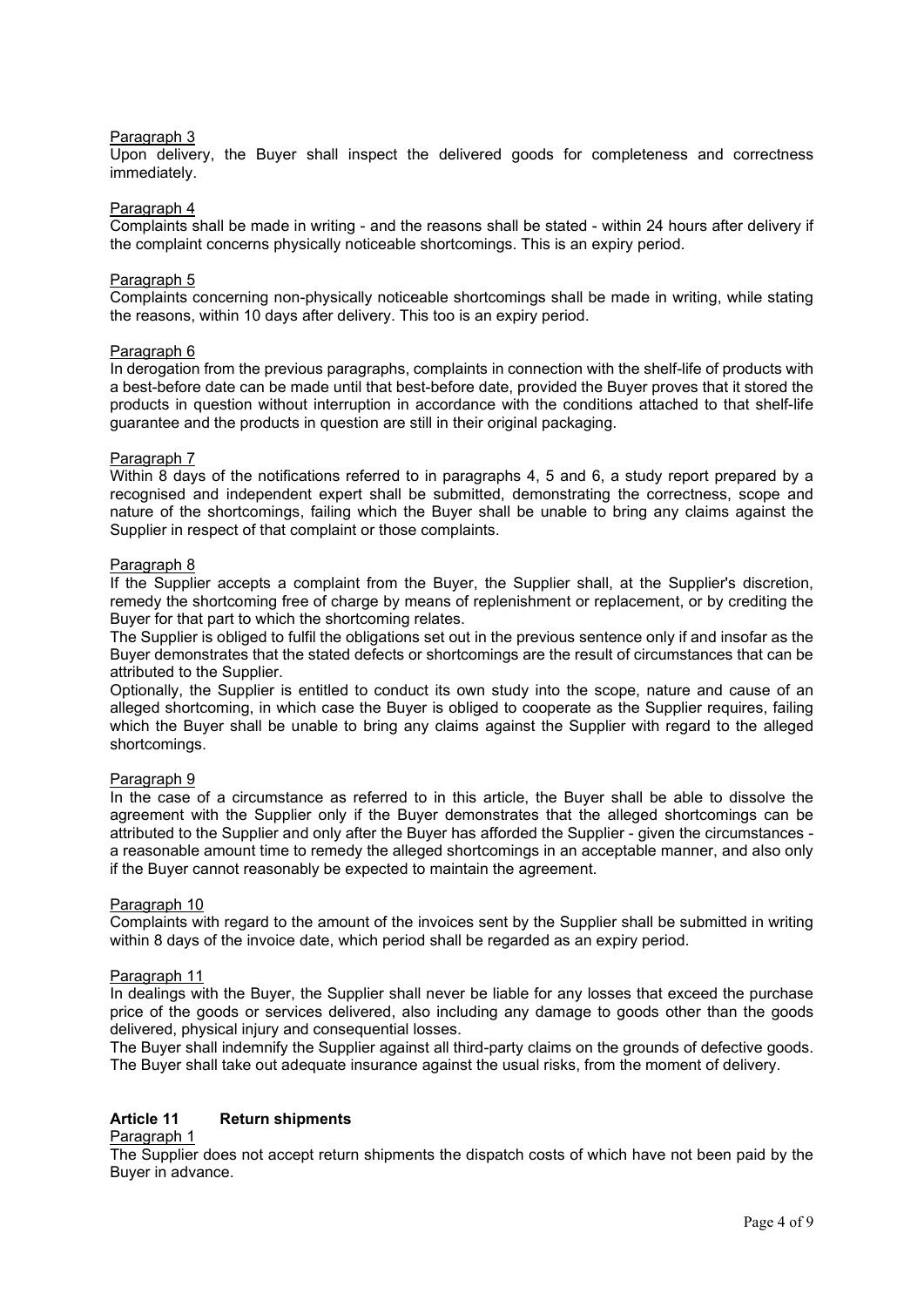Paragraph 3

Upon delivery, the Buyer shall inspect the delivered goods for completeness and correctness immediately.

Paragraph 4

Complaints shall be made in writing - and the reasons shall be stated - within 24 hours after delivery if the complaint concerns physically noticeable shortcomings. This is an expiry period.

Paragraph 5

Complaints concerning non-physically noticeable shortcomings shall be made in writing, while stating the reasons, within 10 days after delivery. This too is an expiry period.

Paragraph 6

In derogation from the previous paragraphs, complaints in connection with the shelf-life of products with a best-before date can be made until that best-before date, provided the Buyer proves that it stored the products in question without interruption in accordance with the conditions attached to that shelf-life guarantee and the products in question are still in their original packaging.

Paragraph 7

Within 8 days of the notifications referred to in paragraphs 4, 5 and 6, a study report prepared by a recognised and independent expert shall be submitted, demonstrating the correctness, scope and nature of the shortcomings, failing which the Buyer shall be unable to bring any claims against the Supplier in respect of that complaint or those complaints.

Paragraph 8

If the Supplier accepts a complaint from the Buyer, the Supplier shall, at the Supplier's discretion, remedy the shortcoming free of charge by means of replenishment or replacement, or by crediting the Buyer for that part to which the shortcoming relates.

The Supplier is obliged to fulfil the obligations set out in the previous sentence only if and insofar as the Buyer demonstrates that the stated defects or shortcomings are the result of circumstances that can be attributed to the Supplier.

Optionally, the Supplier is entitled to conduct its own study into the scope, nature and cause of an alleged shortcoming, in which case the Buyer is obliged to cooperate as the Supplier requires, failing which the Buyer shall be unable to bring any claims against the Supplier with regard to the alleged shortcomings.

Paragraph 9

In the case of a circumstance as referred to in this article, the Buyer shall be able to dissolve the agreement with the Supplier only if the Buyer demonstrates that the alleged shortcomings can be attributed to the Supplier and only after the Buyer has afforded the Supplier - given the circumstances - a reasonable amount time to remedy the alleged shortcomings in an acceptable manner, and also only if the Buyer cannot reasonably be expected to maintain the agreement.

Paragraph 10

Complaints with regard to the amount of the invoices sent by the Supplier shall be submitted in writing within 8 days of the invoice date, which period shall be regarded as an expiry period.

Paragraph 11

In dealings with the Buyer, the Supplier shall never be liable for any losses that exceed the purchase price of the goods or services delivered, also including any damage to goods other than the goods delivered, physical injury and consequential losses.

The Buyer shall indemnify the Supplier against all third-party claims on the grounds of defective goods. The Buyer shall take out adequate insurance against the usual risks, from the moment of delivery.

## Article 11 Return shipments

Paragraph 1

The Supplier does not accept return shipments the dispatch costs of which have not been paid by the Buyer in advance.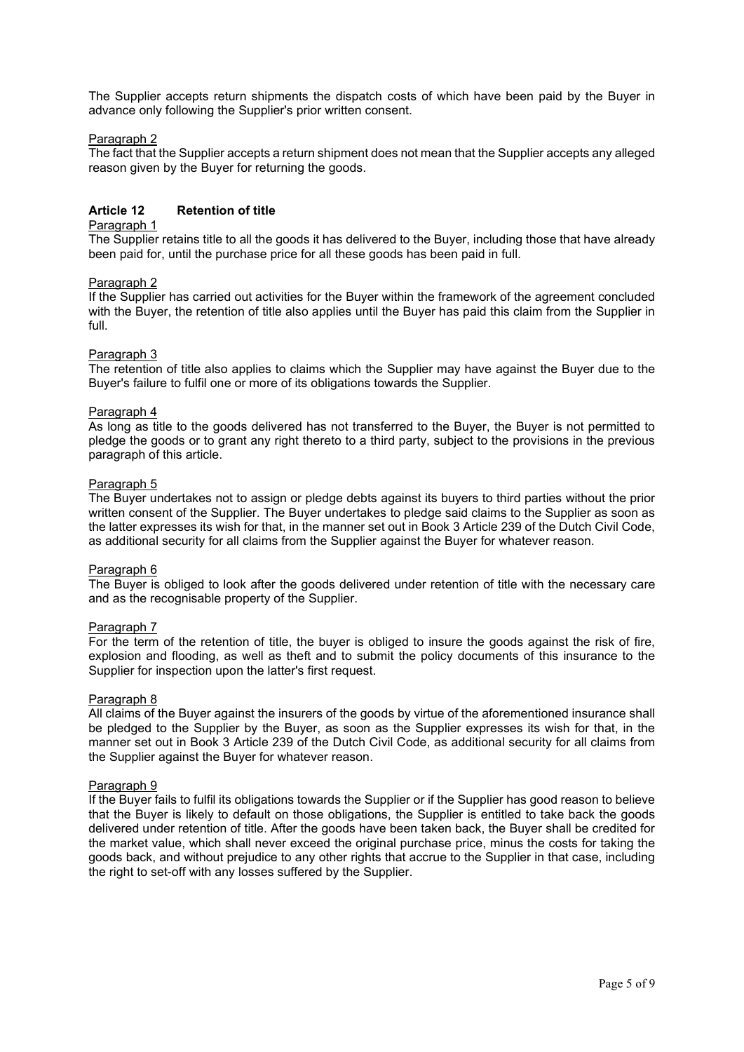The Supplier accepts return shipments the dispatch costs of which have been paid by the Buyer in advance only following the Supplier's prior written consent.

Paragraph 2

The fact that the Supplier accepts a return shipment does not mean that the Supplier accepts any alleged reason given by the Buyer for returning the goods.

## Article 12 Retention of title

Paragraph 1

The Supplier retains title to all the goods it has delivered to the Buyer, including those that have already been paid for, until the purchase price for all these goods has been paid in full.

Paragraph 2

If the Supplier has carried out activities for the Buyer within the framework of the agreement concluded with the Buyer, the retention of title also applies until the Buyer has paid this claim from the Supplier in full.

Paragraph 3

The retention of title also applies to claims which the Supplier may have against the Buyer due to the Buyer's failure to fulfil one or more of its obligations towards the Supplier.

Paragraph 4

As long as title to the goods delivered has not transferred to the Buyer, the Buyer is not permitted to pledge the goods or to grant any right thereto to a third party, subject to the provisions in the previous paragraph of this article.

Paragraph 5

The Buyer undertakes not to assign or pledge debts against its buyers to third parties without the prior written consent of the Supplier. The Buyer undertakes to pledge said claims to the Supplier as soon as the latter expresses its wish for that, in the manner set out in Book 3 Article 239 of the Dutch Civil Code, as additional security for all claims from the Supplier against the Buyer for whatever reason.

Paragraph 6

The Buyer is obliged to look after the goods delivered under retention of title with the necessary care and as the recognisable property of the Supplier.

Paragraph 7

For the term of the retention of title, the buyer is obliged to insure the goods against the risk of fire, explosion and flooding, as well as theft and to submit the policy documents of this insurance to the Supplier for inspection upon the latter's first request.

Paragraph 8

All claims of the Buyer against the insurers of the goods by virtue of the aforementioned insurance shall be pledged to the Supplier by the Buyer, as soon as the Supplier expresses its wish for that, in the manner set out in Book 3 Article 239 of the Dutch Civil Code, as additional security for all claims from the Supplier against the Buyer for whatever reason.

Paragraph 9

If the Buyer fails to fulfil its obligations towards the Supplier or if the Supplier has good reason to believe that the Buyer is likely to default on those obligations, the Supplier is entitled to take back the goods delivered under retention of title. After the goods have been taken back, the Buyer shall be credited for the market value, which shall never exceed the original purchase price, minus the costs for taking the goods back, and without prejudice to any other rights that accrue to the Supplier in that case, including the right to set-off with any losses suffered by the Supplier.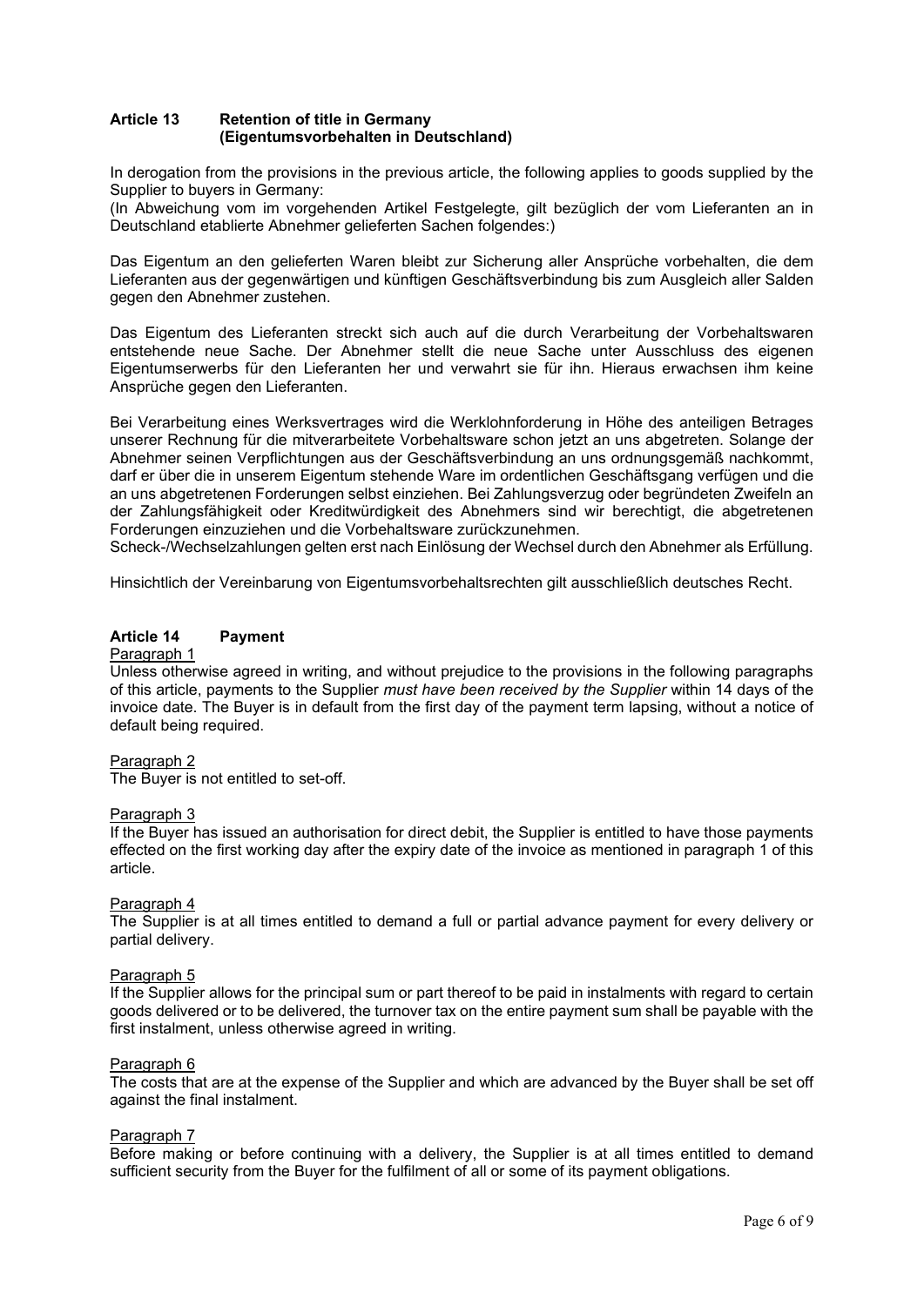## Article 13 Retention of title in Germany (Eigentumsvorbehalten in Deutschland)

In derogation from the provisions in the previous article, the following applies to goods supplied by the Supplier to buyers in Germany:
(In Abweichung vom im vorgehenden Artikel Festgelegte, gilt bezüglich der vom Lieferanten an in Deutschland etablierte Abnehmer gelieferten Sachen folgendes:)

Das Eigentum an den gelieferten Waren bleibt zur Sicherung aller Ansprüche vorbehalten, die dem Lieferanten aus der gegenwärtigen und künftigen Geschäftsverbindung bis zum Ausgleich aller Salden gegen den Abnehmer zustehen.

Das Eigentum des Lieferanten streckt sich auch auf die durch Verarbeitung der Vorbehaltswaren entstehende neue Sache. Der Abnehmer stellt die neue Sache unter Ausschluss des eigenen Eigentumserwerbs für den Lieferanten her und verwahrt sie für ihn. Hieraus erwachsen ihm keine Ansprüche gegen den Lieferanten.

Bei Verarbeitung eines Werksvertrages wird die Werklohnforderung in Höhe des anteiligen Betrages unserer Rechnung für die mitverarbeitete Vorbehaltsware schon jetzt an uns abgetreten. Solange der Abnehmer seinen Verpflichtungen aus der Geschäftsverbindung an uns ordnungsgemäß nachkommt, darf er über die in unserem Eigentum stehende Ware im ordentlichen Geschäftsgang verfügen und die an uns abgetretenen Forderungen selbst einziehen. Bei Zahlungsverzug oder begründeten Zweifeln an der Zahlungsfähigkeit oder Kreditwürdigkeit des Abnehmers sind wir berechtigt, die abgetretenen Forderungen einzuziehen und die Vorbehaltsware zurückzunehmen.
Scheck-/Wechselzahlungen gelten erst nach Einlösung der Wechsel durch den Abnehmer als Erfüllung.

Hinsichtlich der Vereinbarung von Eigentumsvorbehaltsrechten gilt ausschließlich deutsches Recht.

## Article 14 Payment

Paragraph 1
Unless otherwise agreed in writing, and without prejudice to the provisions in the following paragraphs of this article, payments to the Supplier *must have been received by the Supplier* within 14 days of the invoice date. The Buyer is in default from the first day of the payment term lapsing, without a notice of default being required.

Paragraph 2
The Buyer is not entitled to set-off.

Paragraph 3
If the Buyer has issued an authorisation for direct debit, the Supplier is entitled to have those payments effected on the first working day after the expiry date of the invoice as mentioned in paragraph 1 of this article.

Paragraph 4
The Supplier is at all times entitled to demand a full or partial advance payment for every delivery or partial delivery.

Paragraph 5
If the Supplier allows for the principal sum or part thereof to be paid in instalments with regard to certain goods delivered or to be delivered, the turnover tax on the entire payment sum shall be payable with the first instalment, unless otherwise agreed in writing.

Paragraph 6
The costs that are at the expense of the Supplier and which are advanced by the Buyer shall be set off against the final instalment.

Paragraph 7
Before making or before continuing with a delivery, the Supplier is at all times entitled to demand sufficient security from the Buyer for the fulfilment of all or some of its payment obligations.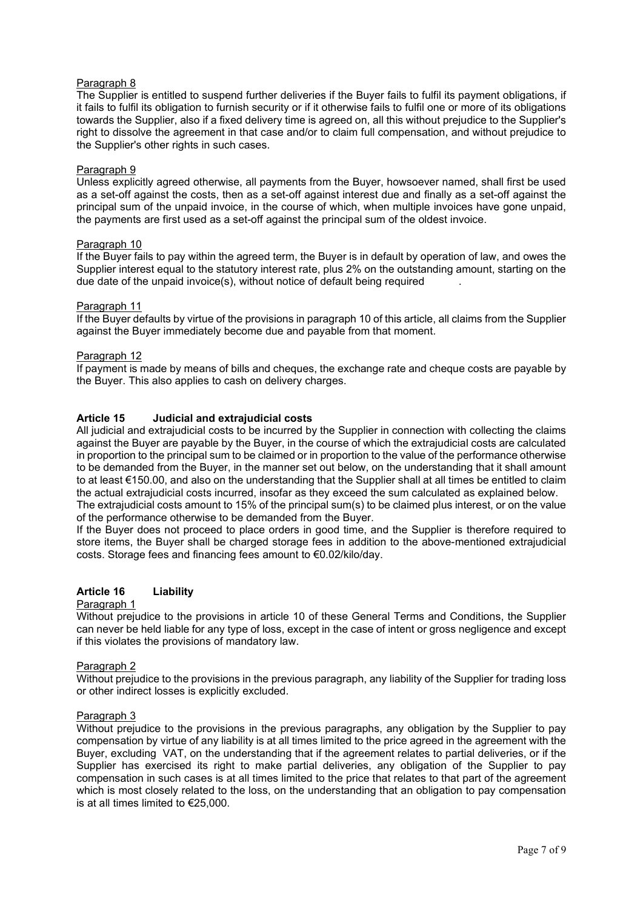Paragraph 8

The Supplier is entitled to suspend further deliveries if the Buyer fails to fulfil its payment obligations, if it fails to fulfil its obligation to furnish security or if it otherwise fails to fulfil one or more of its obligations towards the Supplier, also if a fixed delivery time is agreed on, all this without prejudice to the Supplier's right to dissolve the agreement in that case and/or to claim full compensation, and without prejudice to the Supplier's other rights in such cases.

Paragraph 9

Unless explicitly agreed otherwise, all payments from the Buyer, howsoever named, shall first be used as a set-off against the costs, then as a set-off against interest due and finally as a set-off against the principal sum of the unpaid invoice, in the course of which, when multiple invoices have gone unpaid, the payments are first used as a set-off against the principal sum of the oldest invoice.

Paragraph 10

If the Buyer fails to pay within the agreed term, the Buyer is in default by operation of law, and owes the Supplier interest equal to the statutory interest rate, plus 2% on the outstanding amount, starting on the due date of the unpaid invoice(s), without notice of default being required .

Paragraph 11

If the Buyer defaults by virtue of the provisions in paragraph 10 of this article, all claims from the Supplier against the Buyer immediately become due and payable from that moment.

Paragraph 12

If payment is made by means of bills and cheques, the exchange rate and cheque costs are payable by the Buyer. This also applies to cash on delivery charges.

## Article 15 Judicial and extrajudicial costs

All judicial and extrajudicial costs to be incurred by the Supplier in connection with collecting the claims against the Buyer are payable by the Buyer, in the course of which the extrajudicial costs are calculated in proportion to the principal sum to be claimed or in proportion to the value of the performance otherwise to be demanded from the Buyer, in the manner set out below, on the understanding that it shall amount to at least €150.00, and also on the understanding that the Supplier shall at all times be entitled to claim the actual extrajudicial costs incurred, insofar as they exceed the sum calculated as explained below.
The extrajudicial costs amount to 15% of the principal sum(s) to be claimed plus interest, or on the value of the performance otherwise to be demanded from the Buyer.

If the Buyer does not proceed to place orders in good time, and the Supplier is therefore required to store items, the Buyer shall be charged storage fees in addition to the above-mentioned extrajudicial costs. Storage fees and financing fees amount to €0.02/kilo/day.

## Article 16 Liability

Paragraph 1

Without prejudice to the provisions in article 10 of these General Terms and Conditions, the Supplier can never be held liable for any type of loss, except in the case of intent or gross negligence and except if this violates the provisions of mandatory law.

Paragraph 2

Without prejudice to the provisions in the previous paragraph, any liability of the Supplier for trading loss or other indirect losses is explicitly excluded.

Paragraph 3

Without prejudice to the provisions in the previous paragraphs, any obligation by the Supplier to pay compensation by virtue of any liability is at all times limited to the price agreed in the agreement with the Buyer, excluding VAT, on the understanding that if the agreement relates to partial deliveries, or if the Supplier has exercised its right to make partial deliveries, any obligation of the Supplier to pay compensation in such cases is at all times limited to the price that relates to that part of the agreement which is most closely related to the loss, on the understanding that an obligation to pay compensation is at all times limited to €25,000.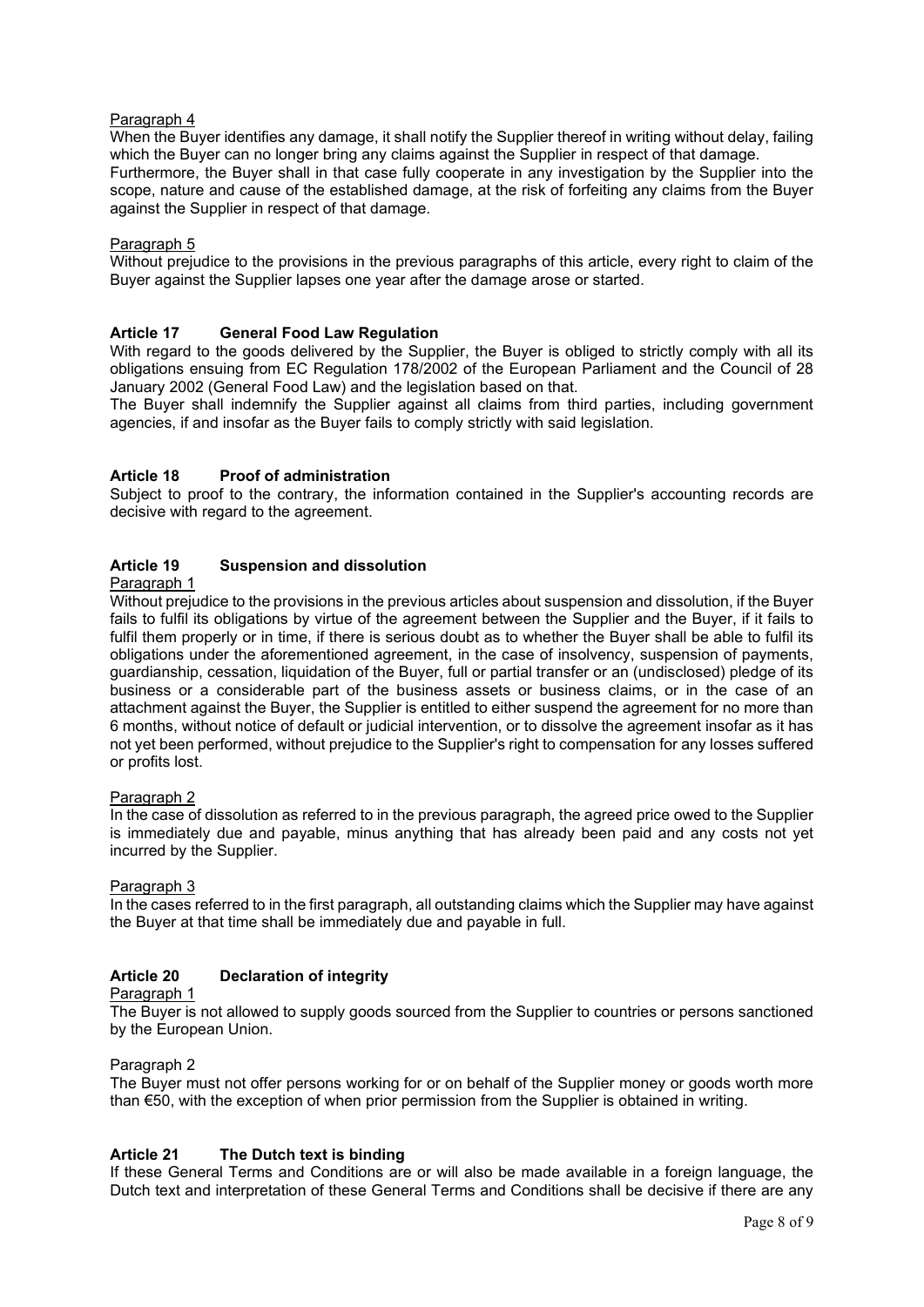Paragraph 4

When the Buyer identifies any damage, it shall notify the Supplier thereof in writing without delay, failing which the Buyer can no longer bring any claims against the Supplier in respect of that damage.
Furthermore, the Buyer shall in that case fully cooperate in any investigation by the Supplier into the scope, nature and cause of the established damage, at the risk of forfeiting any claims from the Buyer against the Supplier in respect of that damage.

Paragraph 5

Without prejudice to the provisions in the previous paragraphs of this article, every right to claim of the Buyer against the Supplier lapses one year after the damage arose or started.

**Article 17 General Food Law Regulation**

With regard to the goods delivered by the Supplier, the Buyer is obliged to strictly comply with all its obligations ensuing from EC Regulation 178/2002 of the European Parliament and the Council of 28 January 2002 (General Food Law) and the legislation based on that.
The Buyer shall indemnify the Supplier against all claims from third parties, including government agencies, if and insofar as the Buyer fails to comply strictly with said legislation.

**Article 18 Proof of administration**

Subject to proof to the contrary, the information contained in the Supplier's accounting records are decisive with regard to the agreement.

**Article 19 Suspension and dissolution**

Paragraph 1

Without prejudice to the provisions in the previous articles about suspension and dissolution, if the Buyer fails to fulfil its obligations by virtue of the agreement between the Supplier and the Buyer, if it fails to fulfil them properly or in time, if there is serious doubt as to whether the Buyer shall be able to fulfil its obligations under the aforementioned agreement, in the case of insolvency, suspension of payments, guardianship, cessation, liquidation of the Buyer, full or partial transfer or an (undisclosed) pledge of its business or a considerable part of the business assets or business claims, or in the case of an attachment against the Buyer, the Supplier is entitled to either suspend the agreement for no more than 6 months, without notice of default or judicial intervention, or to dissolve the agreement insofar as it has not yet been performed, without prejudice to the Supplier's right to compensation for any losses suffered or profits lost.

Paragraph 2

In the case of dissolution as referred to in the previous paragraph, the agreed price owed to the Supplier is immediately due and payable, minus anything that has already been paid and any costs not yet incurred by the Supplier.

Paragraph 3

In the cases referred to in the first paragraph, all outstanding claims which the Supplier may have against the Buyer at that time shall be immediately due and payable in full.

**Article 20 Declaration of integrity**

Paragraph 1

The Buyer is not allowed to supply goods sourced from the Supplier to countries or persons sanctioned by the European Union.

Paragraph 2

The Buyer must not offer persons working for or on behalf of the Supplier money or goods worth more than €50, with the exception of when prior permission from the Supplier is obtained in writing.

**Article 21 The Dutch text is binding**

If these General Terms and Conditions are or will also be made available in a foreign language, the Dutch text and interpretation of these General Terms and Conditions shall be decisive if there are any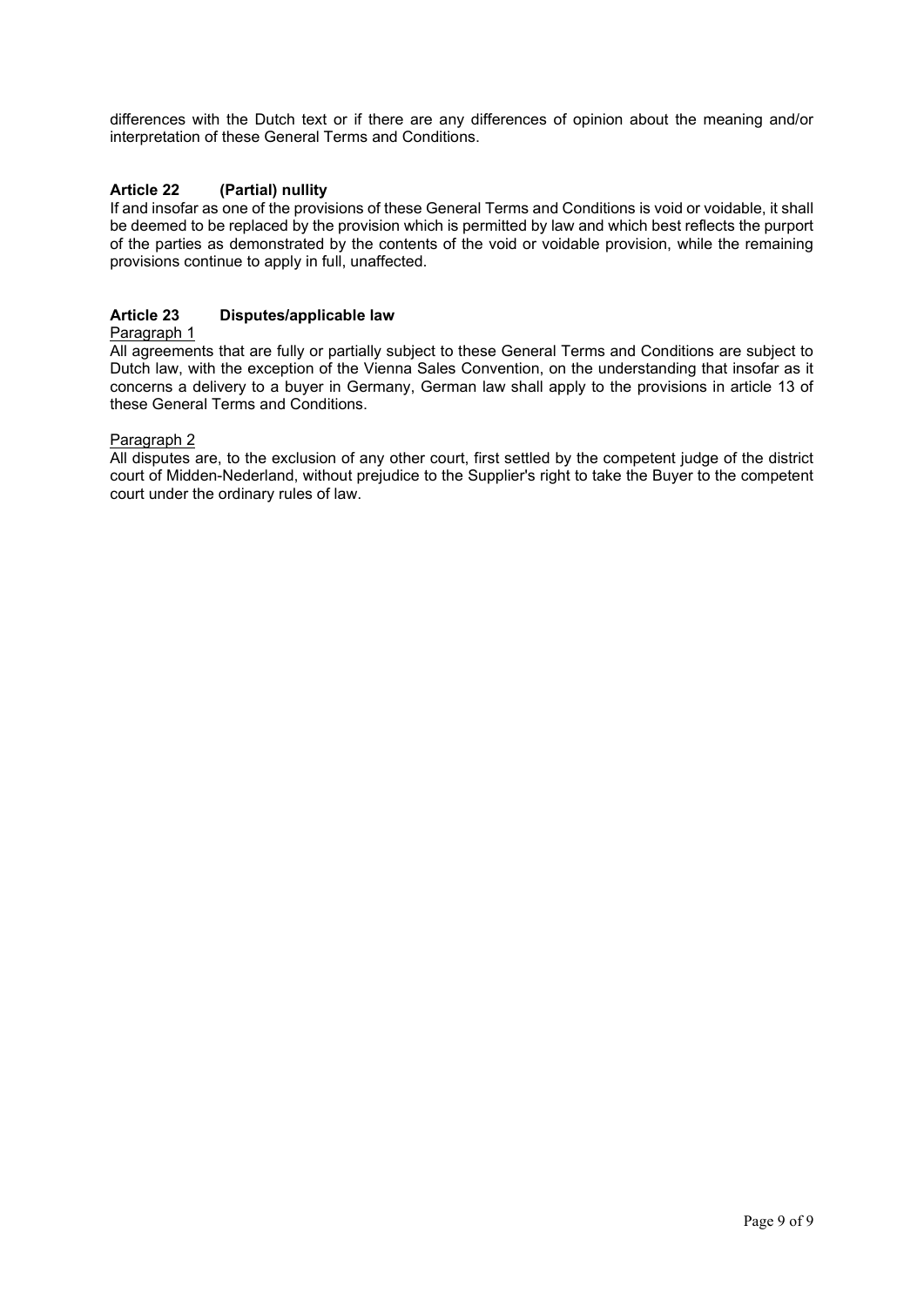differences with the Dutch text or if there are any differences of opinion about the meaning and/or interpretation of these General Terms and Conditions.

### Article 22 (Partial) nullity

If and insofar as one of the provisions of these General Terms and Conditions is void or voidable, it shall be deemed to be replaced by the provision which is permitted by law and which best reflects the purport of the parties as demonstrated by the contents of the void or voidable provision, while the remaining provisions continue to apply in full, unaffected.

### Article 23 Disputes/applicable law

Paragraph 1

All agreements that are fully or partially subject to these General Terms and Conditions are subject to Dutch law, with the exception of the Vienna Sales Convention, on the understanding that insofar as it concerns a delivery to a buyer in Germany, German law shall apply to the provisions in article 13 of these General Terms and Conditions.

Paragraph 2

All disputes are, to the exclusion of any other court, first settled by the competent judge of the district court of Midden-Nederland, without prejudice to the Supplier's right to take the Buyer to the competent court under the ordinary rules of law.